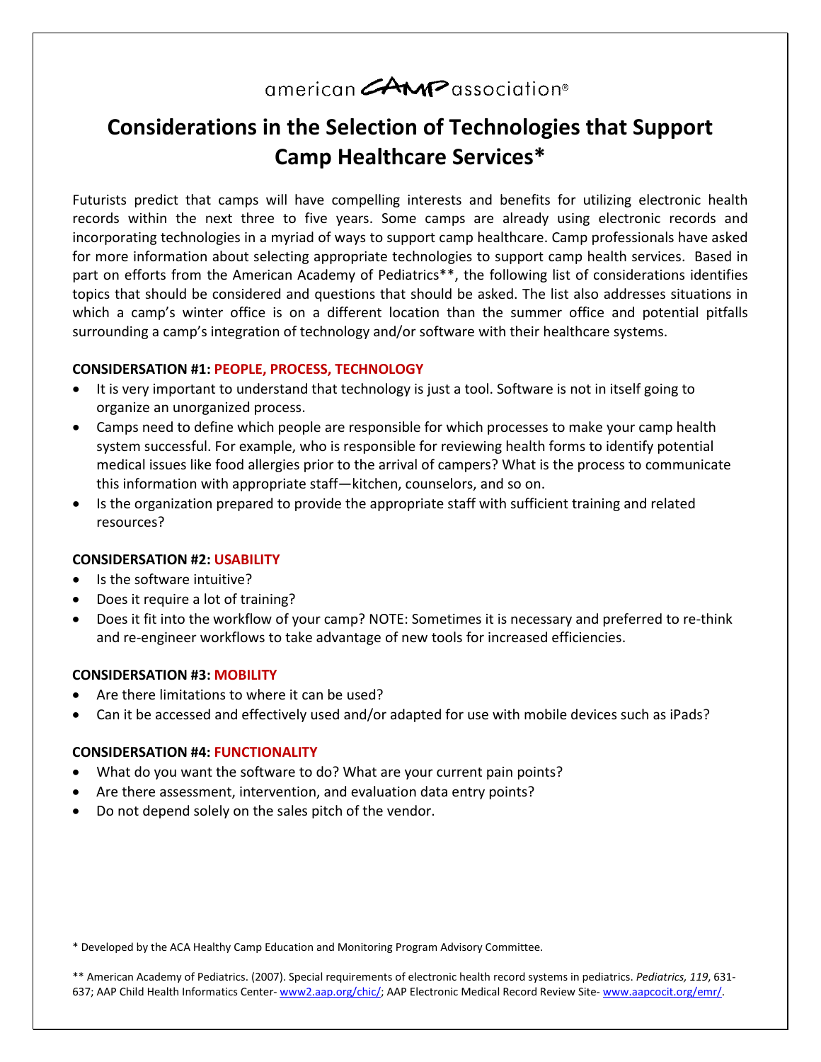american CAMP association®

# Considerations in the Selection of Technologies that Support Camp Healthcare Services*

Futurists predict that camps will have compelling interests and benefits for utilizing electronic health records within the next three to five years. Some camps are already using electronic records and incorporating technologies in a myriad of ways to support camp healthcare. Camp professionals have asked for more information about selecting appropriate technologies to support camp health services. Based in part on efforts from the American Academy of Pediatrics**, the following list of considerations identifies topics that should be considered and questions that should be asked. The list also addresses situations in which a camp's winter office is on a different location than the summer office and potential pitfalls surrounding a camp's integration of technology and/or software with their healthcare systems.

**CONSIDERSATION #1: PEOPLE, PROCESS, TECHNOLOGY**

- It is very important to understand that technology is just a tool. Software is not in itself going to organize an unorganized process.
- Camps need to define which people are responsible for which processes to make your camp health system successful. For example, who is responsible for reviewing health forms to identify potential medical issues like food allergies prior to the arrival of campers? What is the process to communicate this information with appropriate staff—kitchen, counselors, and so on.
- Is the organization prepared to provide the appropriate staff with sufficient training and related resources?

**CONSIDERSATION #2: USABILITY**

- Is the software intuitive?
- Does it require a lot of training?
- Does it fit into the workflow of your camp? NOTE: Sometimes it is necessary and preferred to re-think and re-engineer workflows to take advantage of new tools for increased efficiencies.

**CONSIDERSATION #3: MOBILITY**

- Are there limitations to where it can be used?
- Can it be accessed and effectively used and/or adapted for use with mobile devices such as iPads?

**CONSIDERSATION #4: FUNCTIONALITY**

- What do you want the software to do? What are your current pain points?
- Are there assessment, intervention, and evaluation data entry points?
- Do not depend solely on the sales pitch of the vendor.

* Developed by the ACA Healthy Camp Education and Monitoring Program Advisory Committee.

** American Academy of Pediatrics. (2007). Special requirements of electronic health record systems in pediatrics. *Pediatrics, 119*, 631-637; AAP Child Health Informatics Center- www2.aap.org/chic/; AAP Electronic Medical Record Review Site- www.aapcocit.org/emr/.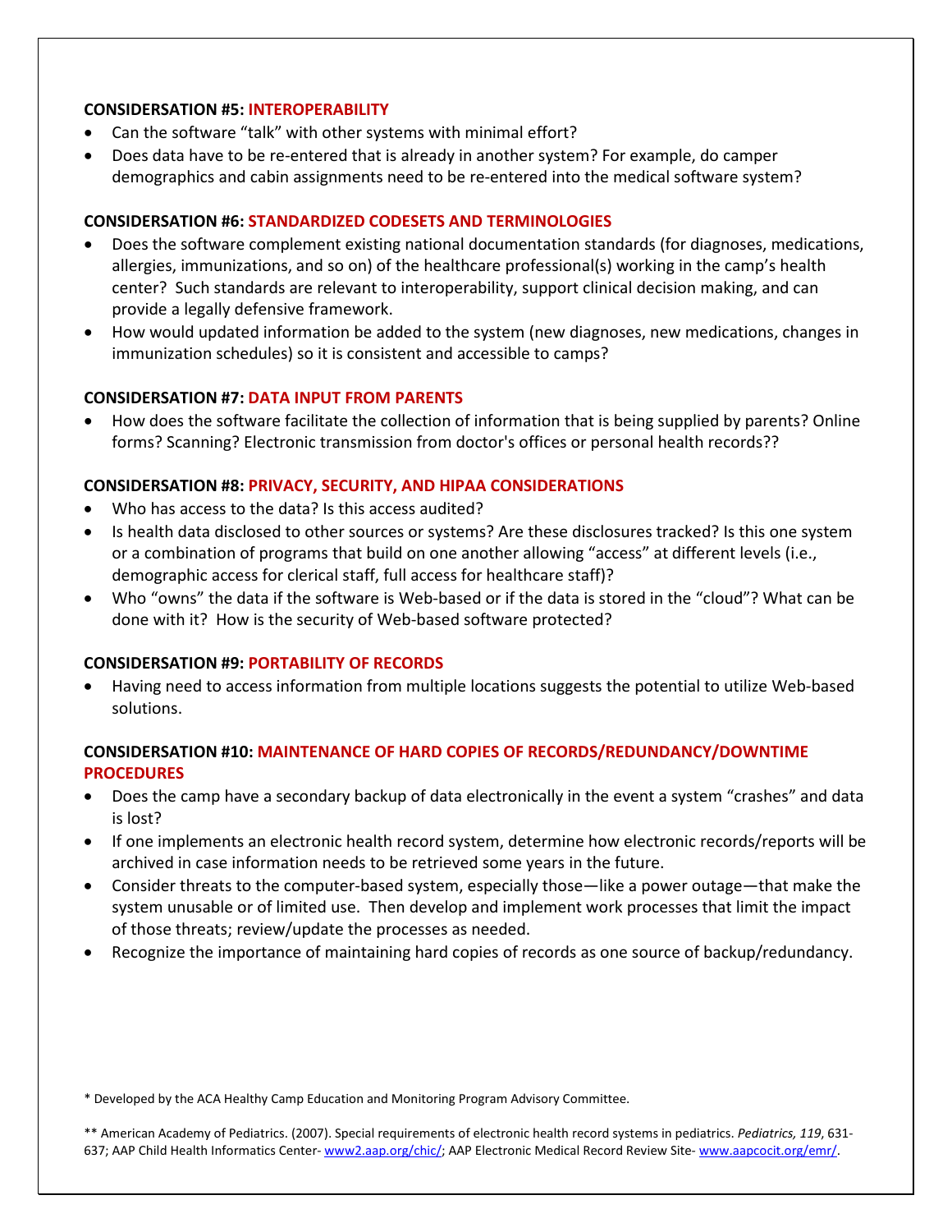**CONSIDERSATION #5: INTEROPERABILITY**

- Can the software "talk" with other systems with minimal effort?
- Does data have to be re-entered that is already in another system? For example, do camper demographics and cabin assignments need to be re-entered into the medical software system?

**CONSIDERSATION #6: STANDARDIZED CODESETS AND TERMINOLOGIES**

- Does the software complement existing national documentation standards (for diagnoses, medications, allergies, immunizations, and so on) of the healthcare professional(s) working in the camp's health center? Such standards are relevant to interoperability, support clinical decision making, and can provide a legally defensive framework.
- How would updated information be added to the system (new diagnoses, new medications, changes in immunization schedules) so it is consistent and accessible to camps?

**CONSIDERSATION #7: DATA INPUT FROM PARENTS**

- How does the software facilitate the collection of information that is being supplied by parents? Online forms? Scanning? Electronic transmission from doctor's offices or personal health records??

**CONSIDERSATION #8: PRIVACY, SECURITY, AND HIPAA CONSIDERATIONS**

- Who has access to the data? Is this access audited?
- Is health data disclosed to other sources or systems? Are these disclosures tracked? Is this one system or a combination of programs that build on one another allowing "access" at different levels (i.e., demographic access for clerical staff, full access for healthcare staff)?
- Who "owns" the data if the software is Web-based or if the data is stored in the "cloud"? What can be done with it? How is the security of Web-based software protected?

**CONSIDERSATION #9: PORTABILITY OF RECORDS**

- Having need to access information from multiple locations suggests the potential to utilize Web-based solutions.

**CONSIDERSATION #10: MAINTENANCE OF HARD COPIES OF RECORDS/REDUNDANCY/DOWNTIME PROCEDURES**

- Does the camp have a secondary backup of data electronically in the event a system "crashes" and data is lost?
- If one implements an electronic health record system, determine how electronic records/reports will be archived in case information needs to be retrieved some years in the future.
- Consider threats to the computer-based system, especially those—like a power outage—that make the system unusable or of limited use. Then develop and implement work processes that limit the impact of those threats; review/update the processes as needed.
- Recognize the importance of maintaining hard copies of records as one source of backup/redundancy.

* Developed by the ACA Healthy Camp Education and Monitoring Program Advisory Committee.

** American Academy of Pediatrics. (2007). Special requirements of electronic health record systems in pediatrics. *Pediatrics, 119*, 631-637; AAP Child Health Informatics Center- [www2.aap.org/chic/](www2.aap.org/chic/); AAP Electronic Medical Record Review Site- [www.aapcocit.org/emr/](www.aapcocit.org/emr/).